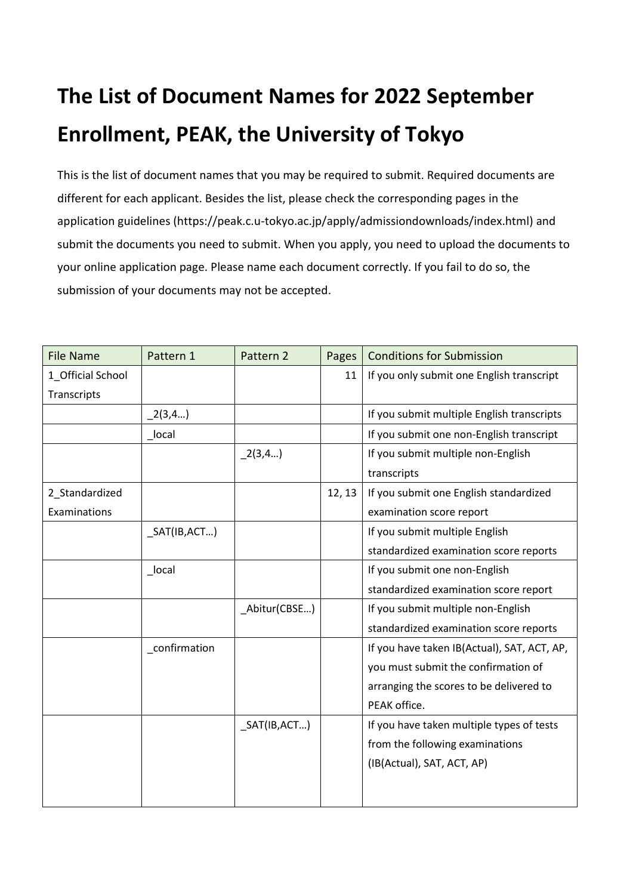# The List of Document Names for 2022 September Enrollment, PEAK, the University of Tokyo

This is the list of document names that you may be required to submit. Required documents are different for each applicant. Besides the list, please check the corresponding pages in the application guidelines (https://peak.c.u-tokyo.ac.jp/apply/admissiondownloads/index.html) and submit the documents you need to submit. When you apply, you need to upload the documents to your online application page. Please name each document correctly. If you fail to do so, the submission of your documents may not be accepted.

| File Name | Pattern 1 | Pattern 2 | Pages | Conditions for Submission |
|---|---|---|---|---|
| 1_Official School Transcripts | | | 11 | If you only submit one English transcript |
| | _2(3,4…) | | | If you submit multiple English transcripts |
| | _local | | | If you submit one non-English transcript |
| | | _2(3,4…) | | If you submit multiple non-English transcripts |
| 2_Standardized Examinations | | | 12, 13 | If you submit one English standardized examination score report |
| | _SAT(IB,ACT…) | | | If you submit multiple English standardized examination score reports |
| | _local | | | If you submit one non-English standardized examination score report |
| | | _Abitur(CBSE…) | | If you submit multiple non-English standardized examination score reports |
| | _confirmation | | | If you have taken IB(Actual), SAT, ACT, AP, you must submit the confirmation of arranging the scores to be delivered to PEAK office. |
| | | _SAT(IB,ACT…) | | If you have taken multiple types of tests from the following examinations (IB(Actual), SAT, ACT, AP) |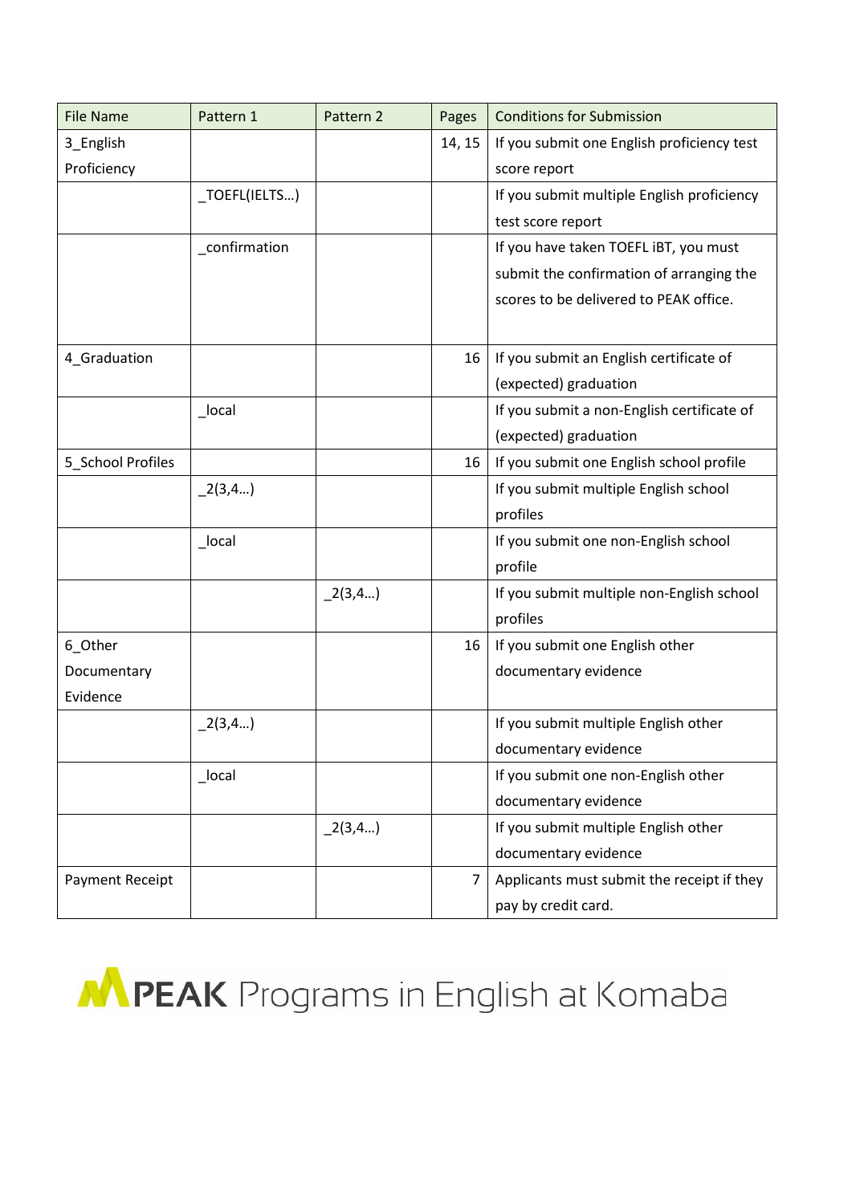| File Name | Pattern 1 | Pattern 2 | Pages | Conditions for Submission |
|---|---|---|---|---|
| 3_English Proficiency | | | 14, 15 | If you submit one English proficiency test score report |
| | _TOEFL(IELTS…) | | | If you submit multiple English proficiency test score report |
| | _confirmation | | | If you have taken TOEFL iBT, you must submit the confirmation of arranging the scores to be delivered to PEAK office. |
| 4_Graduation | | | 16 | If you submit an English certificate of (expected) graduation |
| | _local | | | If you submit a non-English certificate of (expected) graduation |
| 5_School Profiles | | | 16 | If you submit one English school profile |
| | _2(3,4…) | | | If you submit multiple English school profiles |
| | _local | | | If you submit one non-English school profile |
| | | _2(3,4…) | | If you submit multiple non-English school profiles |
| 6_Other Documentary Evidence | | | 16 | If you submit one English other documentary evidence |
| | _2(3,4…) | | | If you submit multiple English other documentary evidence |
| | _local | | | If you submit one non-English other documentary evidence |
| | | _2(3,4…) | | If you submit multiple English other documentary evidence |
| Payment Receipt | | | 7 | Applicants must submit the receipt if they pay by credit card. |

PEAK Programs in English at Komaba